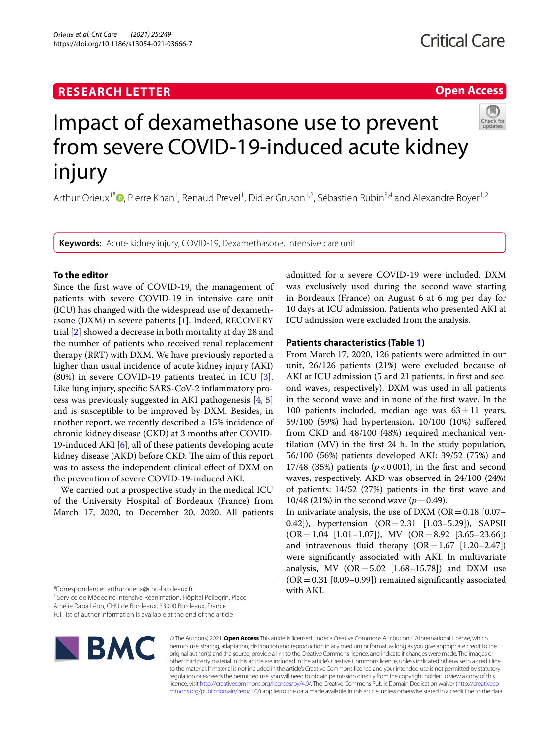RESEARCH LETTER

Open Access

# Impact of dexamethasone use to prevent from severe COVID-19-induced acute kidney injury

Arthur Orieux[1*], Pierre Khan[1], Renaud Prevel[1], Didier Gruson[1,2], Sébastien Rubin[3,4] and Alexandre Boyer[1,2]

**Keywords:** Acute kidney injury, COVID-19, Dexamethasone, Intensive care unit

## To the editor

Since the first wave of COVID-19, the management of patients with severe COVID-19 in intensive care unit (ICU) has changed with the widespread use of dexamethasone (DXM) in severe patients [1]. Indeed, RECOVERY trial [2] showed a decrease in both mortality at day 28 and the number of patients who received renal replacement therapy (RRT) with DXM. We have previously reported a higher than usual incidence of acute kidney injury (AKI) (80%) in severe COVID-19 patients treated in ICU [3]. Like lung injury, specific SARS-CoV-2 inflammatory process was previously suggested in AKI pathogenesis [4, 5] and is susceptible to be improved by DXM. Besides, in another report, we recently described a 15% incidence of chronic kidney disease (CKD) at 3 months after COVID-19-induced AKI [6], all of these patients developing acute kidney disease (AKD) before CKD. The aim of this report was to assess the independent clinical effect of DXM on the prevention of severe COVID-19-induced AKI.

We carried out a prospective study in the medical ICU of the University Hospital of Bordeaux (France) from March 17, 2020, to December 20, 2020. All patients admitted for a severe COVID-19 were included. DXM was exclusively used during the second wave starting in Bordeaux (France) on August 6 at 6 mg per day for 10 days at ICU admission. Patients who presented AKI at ICU admission were excluded from the analysis.

## Patients characteristics (Table 1)

From March 17, 2020, 126 patients were admitted in our unit, 26/126 patients (21%) were excluded because of AKI at ICU admission (5 and 21 patients, in first and second waves, respectively). DXM was used in all patients in the second wave and in none of the first wave. In the 100 patients included, median age was 63 ± 11 years, 59/100 (59%) had hypertension, 10/100 (10%) suffered from CKD and 48/100 (48%) required mechanical ventilation (MV) in the first 24 h. In the study population, 56/100 (56%) patients developed AKI: 39/52 (75%) and 17/48 (35%) patients ($p < 0.001$), in the first and second waves, respectively. AKD was observed in 24/100 (24%) of patients: 14/52 (27%) patients in the first wave and 10/48 (21%) in the second wave ($p = 0.49$).

In univariate analysis, the use of DXM (OR = 0.18 [0.07–0.42]), hypertension (OR = 2.31 [1.03–5.29]), SAPSII (OR = 1.04 [1.01–1.07]), MV (OR = 8.92 [3.65–23.66]) and intravenous fluid therapy (OR = 1.67 [1.20–2.47]) were significantly associated with AKI. In multivariate analysis, MV (OR = 5.02 [1.68–15.78]) and DXM use (OR = 0.31 [0.09–0.99]) remained significantly associated with AKI.

*Correspondence: arthur.orieux@chu-bordeaux.fr
[1] Service de Médecine Intensive Réanimation, Hôpital Pellegrin, Place Amélie Raba Léon, CHU de Bordeaux, 33000 Bordeaux, France
Full list of author information is available at the end of the article

© The Author(s) 2021. **Open Access** This article is licensed under a Creative Commons Attribution 4.0 International License, which permits use, sharing, adaptation, distribution and reproduction in any medium or format, as long as you give appropriate credit to the original author(s) and the source, provide a link to the Creative Commons licence, and indicate if changes were made. The images or other third party material in this article are included in the article's Creative Commons licence, unless indicated otherwise in a credit line to the material. If material is not included in the article's Creative Commons licence and your intended use is not permitted by statutory regulation or exceeds the permitted use, you will need to obtain permission directly from the copyright holder. To view a copy of this licence, visit http://creativecommons.org/licenses/by/4.0/. The Creative Commons Public Domain Dedication waiver (http://creativecommons.org/publicdomain/zero/1.0/) applies to the data made available in this article, unless otherwise stated in a credit line to the data.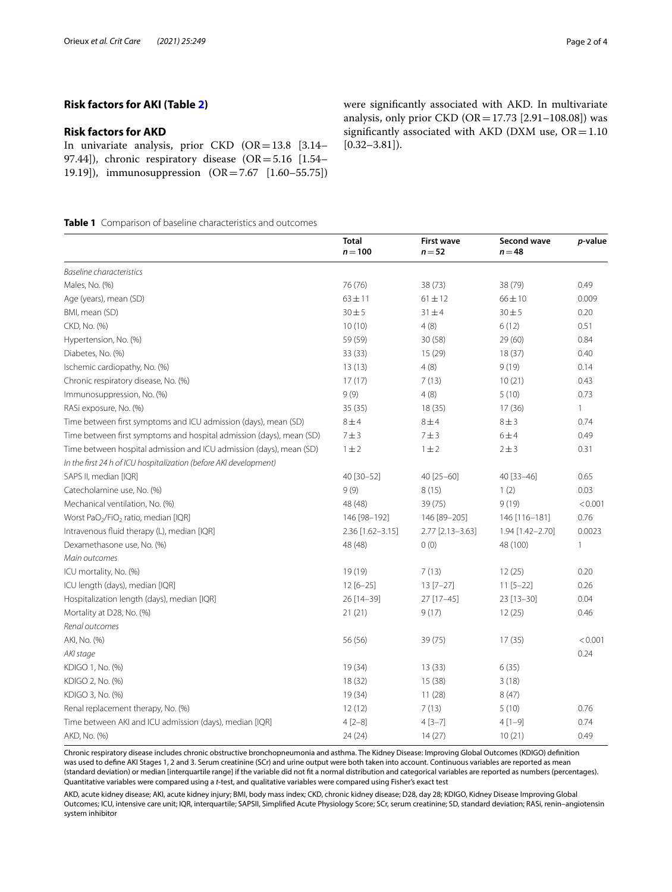## Risk factors for AKI (Table 2)

## Risk factors for AKD

In univariate analysis, prior CKD (OR = 13.8 [3.14–97.44]), chronic respiratory disease (OR = 5.16 [1.54–19.19]), immunosuppression (OR = 7.67 [1.60–55.75]) were significantly associated with AKD. In multivariate analysis, only prior CKD (OR = 17.73 [2.91–108.08]) was significantly associated with AKD (DXM use, OR = 1.10 [0.32–3.81]).

**Table 1** Comparison of baseline characteristics and outcomes

| | Total $n = 100$ | First wave $n = 52$ | Second wave $n = 48$ | *p*-value |
|---|---|---|---|---|
| *Baseline characteristics* | | | | |
| Males, No. (%) | 76 (76) | 38 (73) | 38 (79) | 0.49 |
| Age (years), mean (SD) | 63 ± 11 | 61 ± 12 | 66 ± 10 | 0.009 |
| BMI, mean (SD) | 30 ± 5 | 31 ± 4 | 30 ± 5 | 0.20 |
| CKD, No. (%) | 10 (10) | 4 (8) | 6 (12) | 0.51 |
| Hypertension, No. (%) | 59 (59) | 30 (58) | 29 (60) | 0.84 |
| Diabetes, No. (%) | 33 (33) | 15 (29) | 18 (37) | 0.40 |
| Ischemic cardiopathy, No. (%) | 13 (13) | 4 (8) | 9 (19) | 0.14 |
| Chronic respiratory disease, No. (%) | 17 (17) | 7 (13) | 10 (21) | 0.43 |
| Immunosuppression, No. (%) | 9 (9) | 4 (8) | 5 (10) | 0.73 |
| RASi exposure, No. (%) | 35 (35) | 18 (35) | 17 (36) | 1 |
| Time between first symptoms and ICU admission (days), mean (SD) | 8 ± 4 | 8 ± 4 | 8 ± 3 | 0.74 |
| Time between first symptoms and hospital admission (days), mean (SD) | 7 ± 3 | 7 ± 3 | 6 ± 4 | 0.49 |
| Time between hospital admission and ICU admission (days), mean (SD) | 1 ± 2 | 1 ± 2 | 2 ± 3 | 0.31 |
| *In the first 24 h of ICU hospitalization (before AKI development)* | | | | |
| SAPS II, median [IQR] | 40 [30–52] | 40 [25–60] | 40 [33–46] | 0.65 |
| Catecholamine use, No. (%) | 9 (9) | 8 (15) | 1 (2) | 0.03 |
| Mechanical ventilation, No. (%) | 48 (48) | 39 (75) | 9 (19) | < 0.001 |
| Worst $PaO_2/FiO_2$ ratio, median [IQR] | 146 [98–192] | 146 [89–205] | 146 [116–181] | 0.76 |
| Intravenous fluid therapy (L), median [IQR] | 2.36 [1.62–3.15] | 2.77 [2.13–3.63] | 1.94 [1.42–2.70] | 0.0023 |
| Dexamethasone use, No. (%) | 48 (48) | 0 (0) | 48 (100) | 1 |
| *Main outcomes* | | | | |
| ICU mortality, No. (%) | 19 (19) | 7 (13) | 12 (25) | 0.20 |
| ICU length (days), median [IQR] | 12 [6–25] | 13 [7–27] | 11 [5–22] | 0.26 |
| Hospitalization length (days), median [IQR] | 26 [14–39] | 27 [17–45] | 23 [13–30] | 0.04 |
| Mortality at D28, No. (%) | 21 (21) | 9 (17) | 12 (25) | 0.46 |
| *Renal outcomes* | | | | |
| AKI, No. (%) | 56 (56) | 39 (75) | 17 (35) | < 0.001 |
| *AKI stage* | | | | 0.24 |
| KDIGO 1, No. (%) | 19 (34) | 13 (33) | 6 (35) | |
| KDIGO 2, No. (%) | 18 (32) | 15 (38) | 3 (18) | |
| KDIGO 3, No. (%) | 19 (34) | 11 (28) | 8 (47) | |
| Renal replacement therapy, No. (%) | 12 (12) | 7 (13) | 5 (10) | 0.76 |
| Time between AKI and ICU admission (days), median [IQR] | 4 [2–8] | 4 [3–7] | 4 [1–9] | 0.74 |
| AKD, No. (%) | 24 (24) | 14 (27) | 10 (21) | 0.49 |

Chronic respiratory disease includes chronic obstructive bronchopneumonia and asthma. The Kidney Disease: Improving Global Outcomes (KDIGO) definition was used to define AKI Stages 1, 2 and 3. Serum creatinine (SCr) and urine output were both taken into account. Continuous variables are reported as mean (standard deviation) or median [interquartile range] if the variable did not fit a normal distribution and categorical variables are reported as numbers (percentages). Quantitative variables were compared using a *t*-test, and qualitative variables were compared using Fisher's exact test

AKD, acute kidney disease; AKI, acute kidney injury; BMI, body mass index; CKD, chronic kidney disease; D28, day 28; KDIGO, Kidney Disease Improving Global Outcomes; ICU, intensive care unit; IQR, interquartile; SAPSII, Simplified Acute Physiology Score; SCr, serum creatinine; SD, standard deviation; RASi, renin–angiotensin system inhibitor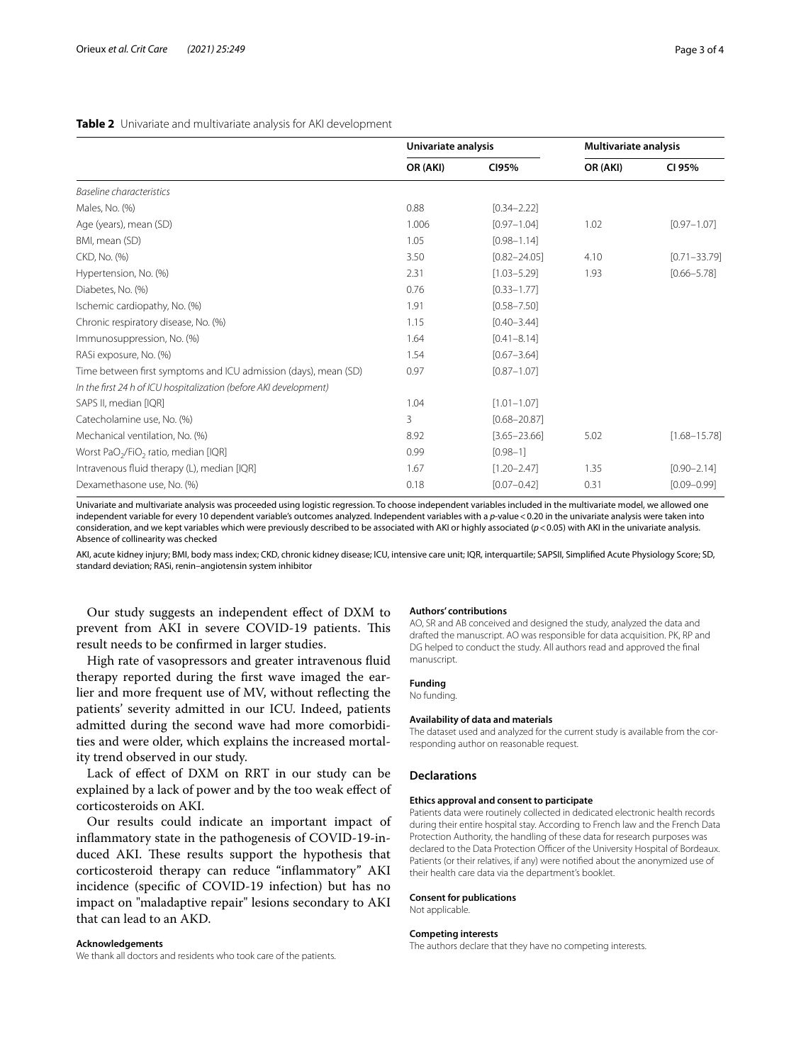**Table 2** Univariate and multivariate analysis for AKI development

| | Univariate analysis | | Multivariate analysis | |
|---|---|---|---|---|
| | OR (AKI) | CI95% | OR (AKI) | CI 95% |
| *Baseline characteristics* | | | | |
| Males, No. (%) | 0.88 | [0.34–2.22] | | |
| Age (years), mean (SD) | 1.006 | [0.97–1.04] | 1.02 | [0.97–1.07] |
| BMI, mean (SD) | 1.05 | [0.98–1.14] | | |
| CKD, No. (%) | 3.50 | [0.82–24.05] | 4.10 | [0.71–33.79] |
| Hypertension, No. (%) | 2.31 | [1.03–5.29] | 1.93 | [0.66–5.78] |
| Diabetes, No. (%) | 0.76 | [0.33–1.77] | | |
| Ischemic cardiopathy, No. (%) | 1.91 | [0.58–7.50] | | |
| Chronic respiratory disease, No. (%) | 1.15 | [0.40–3.44] | | |
| Immunosuppression, No. (%) | 1.64 | [0.41–8.14] | | |
| RASi exposure, No. (%) | 1.54 | [0.67–3.64] | | |
| Time between first symptoms and ICU admission (days), mean (SD) | 0.97 | [0.87–1.07] | | |
| *In the first 24 h of ICU hospitalization (before AKI development)* | | | | |
| SAPS II, median [IQR] | 1.04 | [1.01–1.07] | | |
| Catecholamine use, No. (%) | 3 | [0.68–20.87] | | |
| Mechanical ventilation, No. (%) | 8.92 | [3.65–23.66] | 5.02 | [1.68–15.78] |
| Worst $PaO_2/FiO_2$ ratio, median [IQR] | 0.99 | [0.98–1] | | |
| Intravenous fluid therapy (L), median [IQR] | 1.67 | [1.20–2.47] | 1.35 | [0.90–2.14] |
| Dexamethasone use, No. (%) | 0.18 | [0.07–0.42] | 0.31 | [0.09–0.99] |

Univariate and multivariate analysis was proceeded using logistic regression. To choose independent variables included in the multivariate model, we allowed one independent variable for every 10 dependent variable's outcomes analyzed. Independent variables with a $p$-value < 0.20 in the univariate analysis were taken into consideration, and we kept variables which were previously described to be associated with AKI or highly associated ($p < 0.05$) with AKI in the univariate analysis. Absence of collinearity was checked

AKI, acute kidney injury; BMI, body mass index; CKD, chronic kidney disease; ICU, intensive care unit; IQR, interquartile; SAPSII, Simplified Acute Physiology Score; SD, standard deviation; RASi, renin–angiotensin system inhibitor

Our study suggests an independent effect of DXM to prevent from AKI in severe COVID-19 patients. This result needs to be confirmed in larger studies.

High rate of vasopressors and greater intravenous fluid therapy reported during the first wave imaged the earlier and more frequent use of MV, without reflecting the patients' severity admitted in our ICU. Indeed, patients admitted during the second wave had more comorbidities and were older, which explains the increased mortality trend observed in our study.

Lack of effect of DXM on RRT in our study can be explained by a lack of power and by the too weak effect of corticosteroids on AKI.

Our results could indicate an important impact of inflammatory state in the pathogenesis of COVID-19-induced AKI. These results support the hypothesis that corticosteroid therapy can reduce "inflammatory" AKI incidence (specific of COVID-19 infection) but has no impact on "maladaptive repair" lesions secondary to AKI that can lead to an AKD.

#### Acknowledgements
We thank all doctors and residents who took care of the patients.

#### Authors' contributions
AO, SR and AB conceived and designed the study, analyzed the data and drafted the manuscript. AO was responsible for data acquisition. PK, RP and DG helped to conduct the study. All authors read and approved the final manuscript.

#### Funding
No funding.

#### Availability of data and materials
The dataset used and analyzed for the current study is available from the corresponding author on reasonable request.

### Declarations

#### Ethics approval and consent to participate
Patients data were routinely collected in dedicated electronic health records during their entire hospital stay. According to French law and the French Data Protection Authority, the handling of these data for research purposes was declared to the Data Protection Officer of the University Hospital of Bordeaux. Patients (or their relatives, if any) were notified about the anonymized use of their health care data via the department's booklet.

#### Consent for publications
Not applicable.

#### Competing interests
The authors declare that they have no competing interests.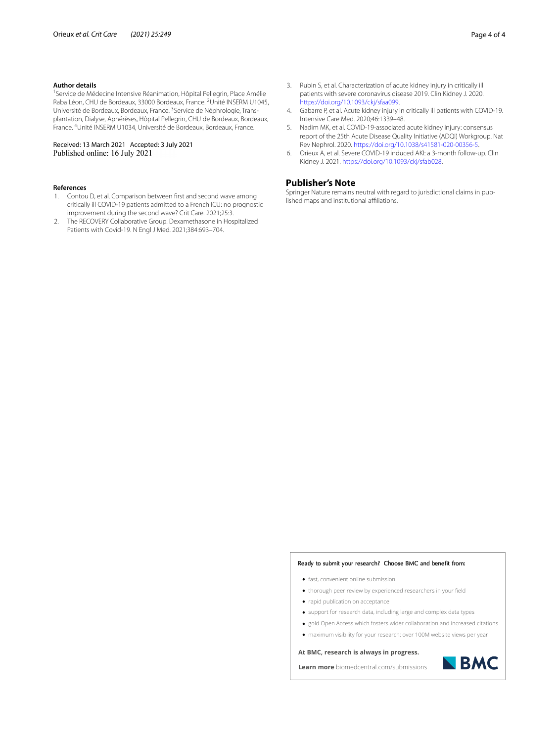#### Author details

[1]Service de Médecine Intensive Réanimation, Hôpital Pellegrin, Place Amélie Raba Léon, CHU de Bordeaux, 33000 Bordeaux, France. [2]Unité INSERM U1045, Université de Bordeaux, Bordeaux, France. [3]Service de Néphrologie, Transplantation, Dialyse, Aphérèses, Hôpital Pellegrin, CHU de Bordeaux, Bordeaux, France. [4]Unité INSERM U1034, Université de Bordeaux, Bordeaux, France.

Received: 13 March 2021 Accepted: 3 July 2021
Published online: 16 July 2021

#### References

1. Contou D, et al. Comparison between first and second wave among critically ill COVID-19 patients admitted to a French ICU: no prognostic improvement during the second wave? Crit Care. 2021;25:3.
2. The RECOVERY Collaborative Group. Dexamethasone in Hospitalized Patients with Covid-19. N Engl J Med. 2021;384:693–704.
3. Rubin S, et al. Characterization of acute kidney injury in critically ill patients with severe coronavirus disease 2019. Clin Kidney J. 2020. https://doi.org/10.1093/ckj/sfaa099.
4. Gabarre P, et al. Acute kidney injury in critically ill patients with COVID-19. Intensive Care Med. 2020;46:1339–48.
5. Nadim MK, et al. COVID-19-associated acute kidney injury: consensus report of the 25th Acute Disease Quality Initiative (ADQI) Workgroup. Nat Rev Nephrol. 2020. https://doi.org/10.1038/s41581-020-00356-5.
6. Orieux A, et al. Severe COVID-19 induced AKI: a 3-month follow-up. Clin Kidney J. 2021. https://doi.org/10.1093/ckj/sfab028.

## Publisher's Note

Springer Nature remains neutral with regard to jurisdictional claims in published maps and institutional affiliations.

Ready to submit your research? Choose BMC and benefit from:

- fast, convenient online submission
- thorough peer review by experienced researchers in your field
- rapid publication on acceptance
- support for research data, including large and complex data types
- gold Open Access which fosters wider collaboration and increased citations
- maximum visibility for your research: over 100M website views per year

**At BMC, research is always in progress.**

**Learn more** biomedcentral.com/submissions

BMC